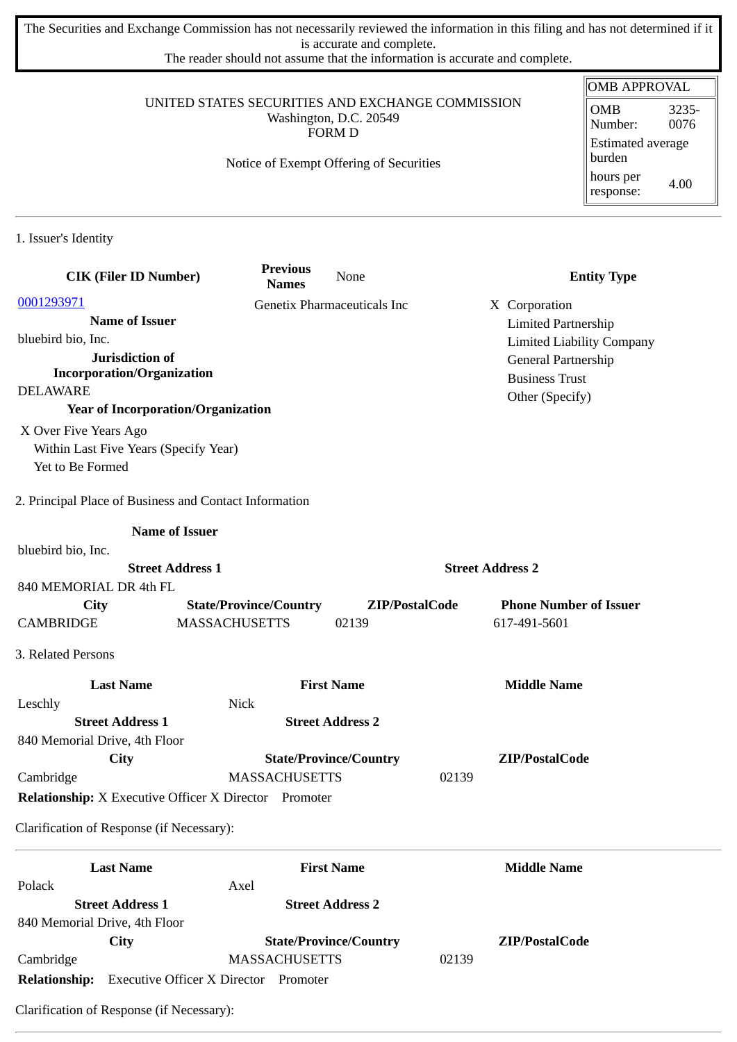The Securities and Exchange Commission has not necessarily reviewed the information in this filing and has not determined if it is accurate and complete.
The reader should not assume that the information is accurate and complete.

UNITED STATES SECURITIES AND EXCHANGE COMMISSION
Washington, D.C. 20549
FORM D

Notice of Exempt Offering of Securities

| OMB APPROVAL | |
|---|---|
| OMB Number: | 3235-0076 |
| Estimated average burden | |
| hours per response: | 4.00 |

1. Issuer's Identity

| CIK (Filer ID Number) | Previous Names | Entity Type |
|---|---|---|
| 0001293971 | None<br>Genetix Pharmaceuticals Inc | X Corporation |

**Name of Issuer**
bluebird bio, Inc.

**Jurisdiction of Incorporation/Organization**
DELAWARE

**Year of Incorporation/Organization**

X Over Five Years Ago
Within Last Five Years (Specify Year)
Yet to Be Formed

Entity Type options: X Corporation, Limited Partnership, Limited Liability Company, General Partnership, Business Trust, Other (Specify)

2. Principal Place of Business and Contact Information

**Name of Issuer**
bluebird bio, Inc.

| Street Address 1 | Street Address 2 |
|---|---|
| 840 MEMORIAL DR 4th FL | |

| City | State/Province/Country | ZIP/PostalCode | Phone Number of Issuer |
|---|---|---|---|
| CAMBRIDGE | MASSACHUSETTS | 02139 | 617-491-5601 |

3. Related Persons

| Last Name | First Name | Middle Name |
|---|---|---|
| Leschly | Nick | |

| Street Address 1 | Street Address 2 |
|---|---|
| 840 Memorial Drive, 4th Floor | |

| City | State/Province/Country | ZIP/PostalCode |
|---|---|---|
| Cambridge | MASSACHUSETTS | 02139 |

**Relationship:** X Executive Officer X Director Promoter

Clarification of Response (if Necessary):

---

| Last Name | First Name | Middle Name |
|---|---|---|
| Polack | Axel | |

| Street Address 1 | Street Address 2 |
|---|---|
| 840 Memorial Drive, 4th Floor | |

| City | State/Province/Country | ZIP/PostalCode |
|---|---|---|
| Cambridge | MASSACHUSETTS | 02139 |

**Relationship:** Executive Officer X Director Promoter

Clarification of Response (if Necessary):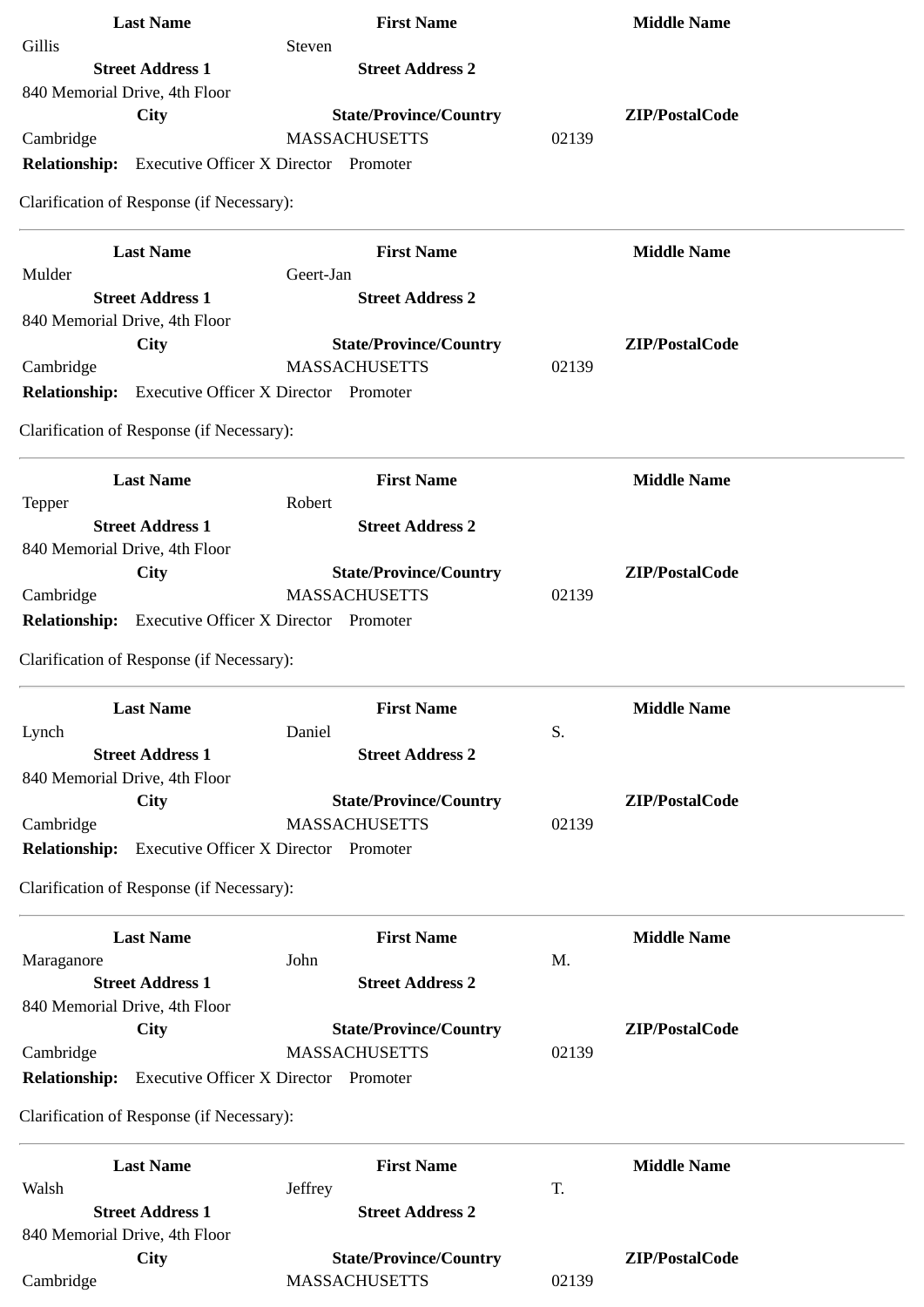| Last Name | First Name | Middle Name |
| --- | --- | --- |
| Gillis | Steven | |
| **Street Address 1** | **Street Address 2** | |
| 840 Memorial Drive, 4th Floor | | |
| **City** | **State/Province/Country** | **ZIP/PostalCode** |
| Cambridge | MASSACHUSETTS | 02139 |

**Relationship:** Executive Officer X Director Promoter

Clarification of Response (if Necessary):

---

| Last Name | First Name | Middle Name |
| --- | --- | --- |
| Mulder | Geert-Jan | |
| **Street Address 1** | **Street Address 2** | |
| 840 Memorial Drive, 4th Floor | | |
| **City** | **State/Province/Country** | **ZIP/PostalCode** |
| Cambridge | MASSACHUSETTS | 02139 |

**Relationship:** Executive Officer X Director Promoter

Clarification of Response (if Necessary):

---

| Last Name | First Name | Middle Name |
| --- | --- | --- |
| Tepper | Robert | |
| **Street Address 1** | **Street Address 2** | |
| 840 Memorial Drive, 4th Floor | | |
| **City** | **State/Province/Country** | **ZIP/PostalCode** |
| Cambridge | MASSACHUSETTS | 02139 |

**Relationship:** Executive Officer X Director Promoter

Clarification of Response (if Necessary):

---

| Last Name | First Name | Middle Name |
| --- | --- | --- |
| Lynch | Daniel | S. |
| **Street Address 1** | **Street Address 2** | |
| 840 Memorial Drive, 4th Floor | | |
| **City** | **State/Province/Country** | **ZIP/PostalCode** |
| Cambridge | MASSACHUSETTS | 02139 |

**Relationship:** Executive Officer X Director Promoter

Clarification of Response (if Necessary):

---

| Last Name | First Name | Middle Name |
| --- | --- | --- |
| Maraganore | John | M. |
| **Street Address 1** | **Street Address 2** | |
| 840 Memorial Drive, 4th Floor | | |
| **City** | **State/Province/Country** | **ZIP/PostalCode** |
| Cambridge | MASSACHUSETTS | 02139 |

**Relationship:** Executive Officer X Director Promoter

Clarification of Response (if Necessary):

---

| Last Name | First Name | Middle Name |
| --- | --- | --- |
| Walsh | Jeffrey | T. |
| **Street Address 1** | **Street Address 2** | |
| 840 Memorial Drive, 4th Floor | | |
| **City** | **State/Province/Country** | **ZIP/PostalCode** |
| Cambridge | MASSACHUSETTS | 02139 |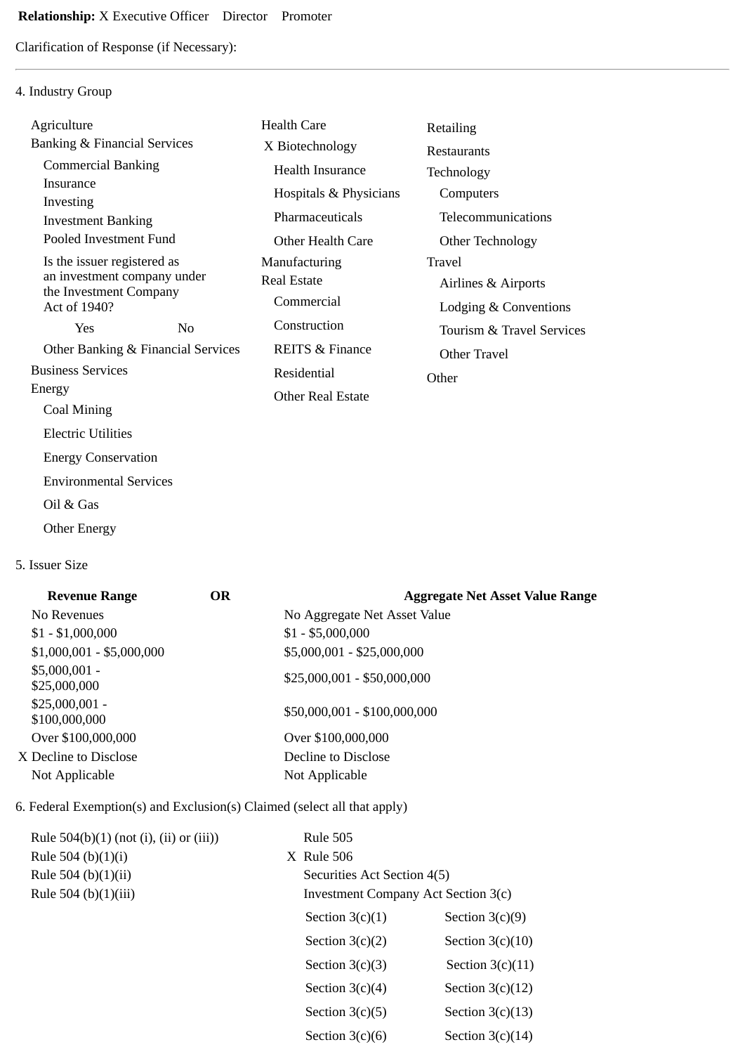**Relationship:** X Executive Officer Director Promoter

Clarification of Response (if Necessary):

---

4. Industry Group

Agriculture
Banking & Financial Services
- Commercial Banking
- Insurance
- Investing
- Investment Banking
- Pooled Investment Fund
- Is the issuer registered as an investment company under the Investment Company Act of 1940?
  - Yes No
- Other Banking & Financial Services

Business Services
Energy
- Coal Mining
- Electric Utilities
- Energy Conservation
- Environmental Services
- Oil & Gas
- Other Energy

Health Care
- X Biotechnology
- Health Insurance
- Hospitals & Physicians
- Pharmaceuticals
- Other Health Care

Manufacturing
Real Estate
- Commercial
- Construction
- REITS & Finance
- Residential
- Other Real Estate

Retailing
Restaurants
Technology
- Computers
- Telecommunications
- Other Technology

Travel
- Airlines & Airports
- Lodging & Conventions
- Tourism & Travel Services
- Other Travel

Other

5. Issuer Size

| Revenue Range | OR | Aggregate Net Asset Value Range |
|---|---|---|
| No Revenues | | No Aggregate Net Asset Value |
| $1 - $1,000,000 | | $1 - $5,000,000 |
| $1,000,001 - $5,000,000 | | $5,000,001 - $25,000,000 |
| $5,000,001 - $25,000,000 | | $25,000,001 - $50,000,000 |
| $25,000,001 - $100,000,000 | | $50,000,001 - $100,000,000 |
| Over $100,000,000 | | Over $100,000,000 |
| X Decline to Disclose | | Decline to Disclose |
| Not Applicable | | Not Applicable |

6. Federal Exemption(s) and Exclusion(s) Claimed (select all that apply)

- Rule 504(b)(1) (not (i), (ii) or (iii))
- Rule 504 (b)(1)(i)
- Rule 504 (b)(1)(ii)
- Rule 504 (b)(1)(iii)
- Rule 505
- X Rule 506
- Securities Act Section 4(5)
- Investment Company Act Section 3(c)

| | |
|---|---|
| Section 3(c)(1) | Section 3(c)(9) |
| Section 3(c)(2) | Section 3(c)(10) |
| Section 3(c)(3) | Section 3(c)(11) |
| Section 3(c)(4) | Section 3(c)(12) |
| Section 3(c)(5) | Section 3(c)(13) |
| Section 3(c)(6) | Section 3(c)(14) |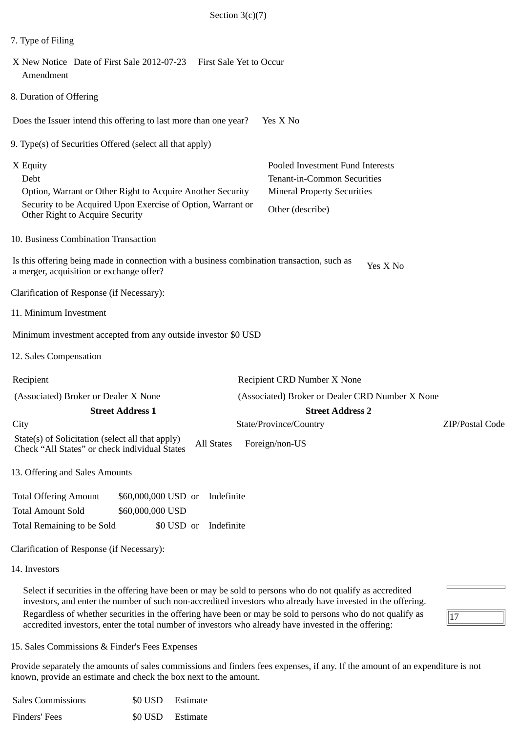Section 3(c)(7)

7. Type of Filing

X New Notice   Date of First Sale 2012-07-23   First Sale Yet to Occur
Amendment

8. Duration of Offering

Does the Issuer intend this offering to last more than one year?   Yes X No

9. Type(s) of Securities Offered (select all that apply)

| | |
|---|---|
| X Equity | Pooled Investment Fund Interests |
| Debt | Tenant-in-Common Securities |
| Option, Warrant or Other Right to Acquire Another Security | Mineral Property Securities |
| Security to be Acquired Upon Exercise of Option, Warrant or Other Right to Acquire Security | Other (describe) |

10. Business Combination Transaction

Is this offering being made in connection with a business combination transaction, such as a merger, acquisition or exchange offer?   Yes X No

Clarification of Response (if Necessary):

11. Minimum Investment

Minimum investment accepted from any outside investor $0 USD

12. Sales Compensation

| | | |
|---|---|---|
| Recipient | Recipient CRD Number X None | |
| (Associated) Broker or Dealer X None | (Associated) Broker or Dealer CRD Number X None | |
| **Street Address 1** | **Street Address 2** | |
| City | State/Province/Country | ZIP/Postal Code |
| State(s) of Solicitation (select all that apply) Check "All States" or check individual States | All States   Foreign/non-US | |

13. Offering and Sales Amounts

| | | |
|---|---|---|
| Total Offering Amount | $60,000,000 USD or | Indefinite |
| Total Amount Sold | $60,000,000 USD | |
| Total Remaining to be Sold | $0 USD or | Indefinite |

Clarification of Response (if Necessary):

14. Investors

Select if securities in the offering have been or may be sold to persons who do not qualify as accredited investors, and enter the number of such non-accredited investors who already have invested in the offering.

Regardless of whether securities in the offering have been or may be sold to persons who do not qualify as accredited investors, enter the total number of investors who already have invested in the offering: 17

15. Sales Commissions & Finder's Fees Expenses

Provide separately the amounts of sales commissions and finders fees expenses, if any. If the amount of an expenditure is not known, provide an estimate and check the box next to the amount.

| | | |
|---|---|---|
| Sales Commissions | $0 USD | Estimate |
| Finders' Fees | $0 USD | Estimate |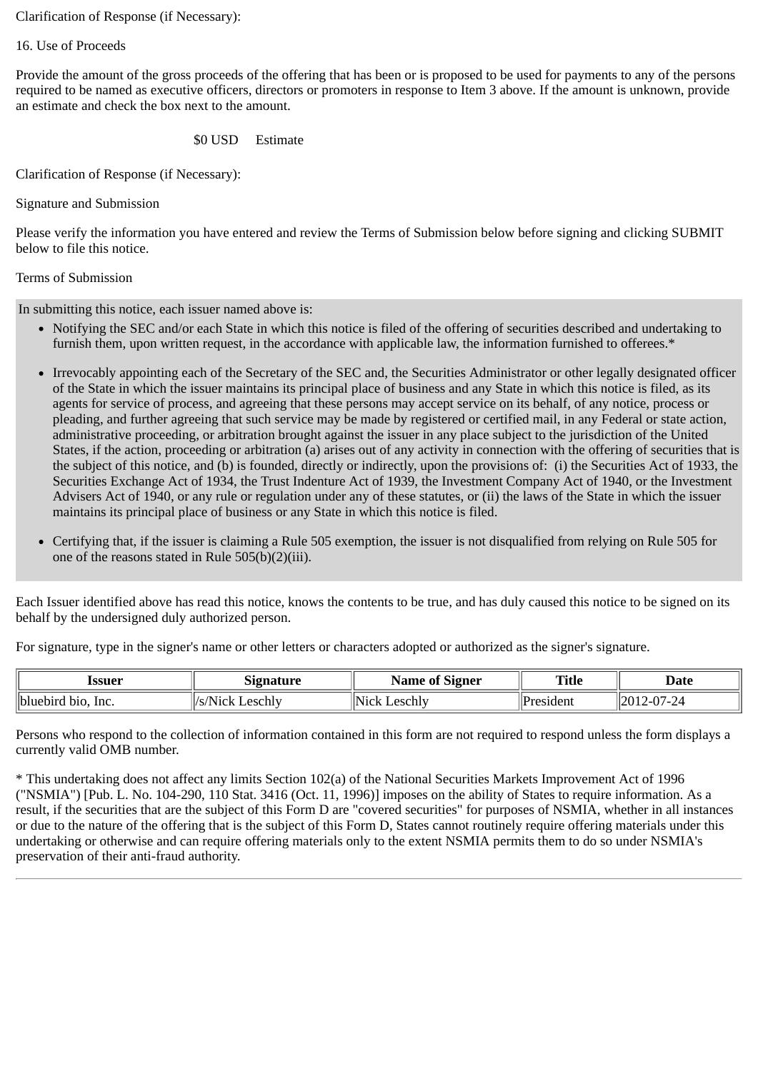Clarification of Response (if Necessary):

16. Use of Proceeds

Provide the amount of the gross proceeds of the offering that has been or is proposed to be used for payments to any of the persons required to be named as executive officers, directors or promoters in response to Item 3 above. If the amount is unknown, provide an estimate and check the box next to the amount.

$0 USD Estimate

Clarification of Response (if Necessary):

Signature and Submission

Please verify the information you have entered and review the Terms of Submission below before signing and clicking SUBMIT below to file this notice.

Terms of Submission

In submitting this notice, each issuer named above is:

- Notifying the SEC and/or each State in which this notice is filed of the offering of securities described and undertaking to furnish them, upon written request, in the accordance with applicable law, the information furnished to offerees.*
- Irrevocably appointing each of the Secretary of the SEC and, the Securities Administrator or other legally designated officer of the State in which the issuer maintains its principal place of business and any State in which this notice is filed, as its agents for service of process, and agreeing that these persons may accept service on its behalf, of any notice, process or pleading, and further agreeing that such service may be made by registered or certified mail, in any Federal or state action, administrative proceeding, or arbitration brought against the issuer in any place subject to the jurisdiction of the United States, if the action, proceeding or arbitration (a) arises out of any activity in connection with the offering of securities that is the subject of this notice, and (b) is founded, directly or indirectly, upon the provisions of: (i) the Securities Act of 1933, the Securities Exchange Act of 1934, the Trust Indenture Act of 1939, the Investment Company Act of 1940, or the Investment Advisers Act of 1940, or any rule or regulation under any of these statutes, or (ii) the laws of the State in which the issuer maintains its principal place of business or any State in which this notice is filed.
- Certifying that, if the issuer is claiming a Rule 505 exemption, the issuer is not disqualified from relying on Rule 505 for one of the reasons stated in Rule 505(b)(2)(iii).

Each Issuer identified above has read this notice, knows the contents to be true, and has duly caused this notice to be signed on its behalf by the undersigned duly authorized person.

For signature, type in the signer's name or other letters or characters adopted or authorized as the signer's signature.

| Issuer | Signature | Name of Signer | Title | Date |
|---|---|---|---|---|
| bluebird bio, Inc. | /s/Nick Leschly | Nick Leschly | President | 2012-07-24 |

Persons who respond to the collection of information contained in this form are not required to respond unless the form displays a currently valid OMB number.

* This undertaking does not affect any limits Section 102(a) of the National Securities Markets Improvement Act of 1996 ("NSMIA") [Pub. L. No. 104-290, 110 Stat. 3416 (Oct. 11, 1996)] imposes on the ability of States to require information. As a result, if the securities that are the subject of this Form D are "covered securities" for purposes of NSMIA, whether in all instances or due to the nature of the offering that is the subject of this Form D, States cannot routinely require offering materials under this undertaking or otherwise and can require offering materials only to the extent NSMIA permits them to do so under NSMIA's preservation of their anti-fraud authority.